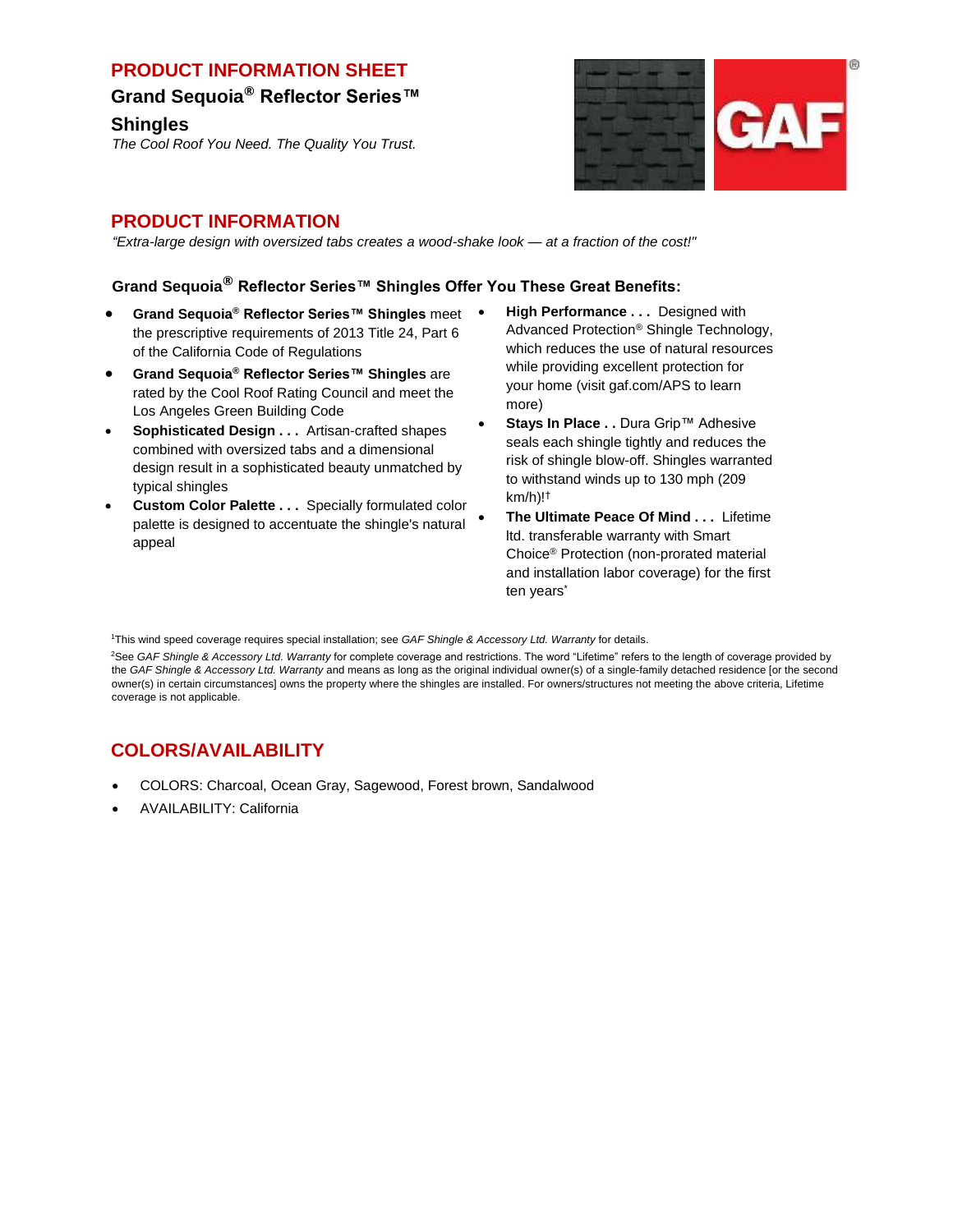# PRODUCT INFORMATION SHEET

## Grand Sequoia® Reflector Series™ Shingles

*The Cool Roof You Need. The Quality You Trust.*

## PRODUCT INFORMATION

*"Extra-large design with oversized tabs creates a wood-shake look — at a fraction of the cost!"*

### Grand Sequoia® Reflector Series™ Shingles Offer You These Great Benefits:

- **Grand Sequoia® Reflector Series™ Shingles** meet the prescriptive requirements of 2013 Title 24, Part 6 of the California Code of Regulations
- **Grand Sequoia® Reflector Series™ Shingles** are rated by the Cool Roof Rating Council and meet the Los Angeles Green Building Code
- **Sophisticated Design . . .** Artisan-crafted shapes combined with oversized tabs and a dimensional design result in a sophisticated beauty unmatched by typical shingles
- **Custom Color Palette . . .** Specially formulated color palette is designed to accentuate the shingle's natural appeal
- **High Performance . . .** Designed with Advanced Protection® Shingle Technology, which reduces the use of natural resources while providing excellent protection for your home (visit gaf.com/APS to learn more)
- **Stays In Place . .** Dura Grip™ Adhesive seals each shingle tightly and reduces the risk of shingle blow-off. Shingles warranted to withstand winds up to 130 mph (209 km/h)!†
- **The Ultimate Peace Of Mind . . .** Lifetime ltd. transferable warranty with Smart Choice® Protection (non-prorated material and installation labor coverage) for the first ten years*

[1]This wind speed coverage requires special installation; see *GAF Shingle & Accessory Ltd. Warranty* for details.

[2]See *GAF Shingle & Accessory Ltd. Warranty* for complete coverage and restrictions. The word "Lifetime" refers to the length of coverage provided by the *GAF Shingle & Accessory Ltd. Warranty* and means as long as the original individual owner(s) of a single-family detached residence [or the second owner(s) in certain circumstances] owns the property where the shingles are installed. For owners/structures not meeting the above criteria, Lifetime coverage is not applicable.

## COLORS/AVAILABILITY

- COLORS: Charcoal, Ocean Gray, Sagewood, Forest brown, Sandalwood
- AVAILABILITY: California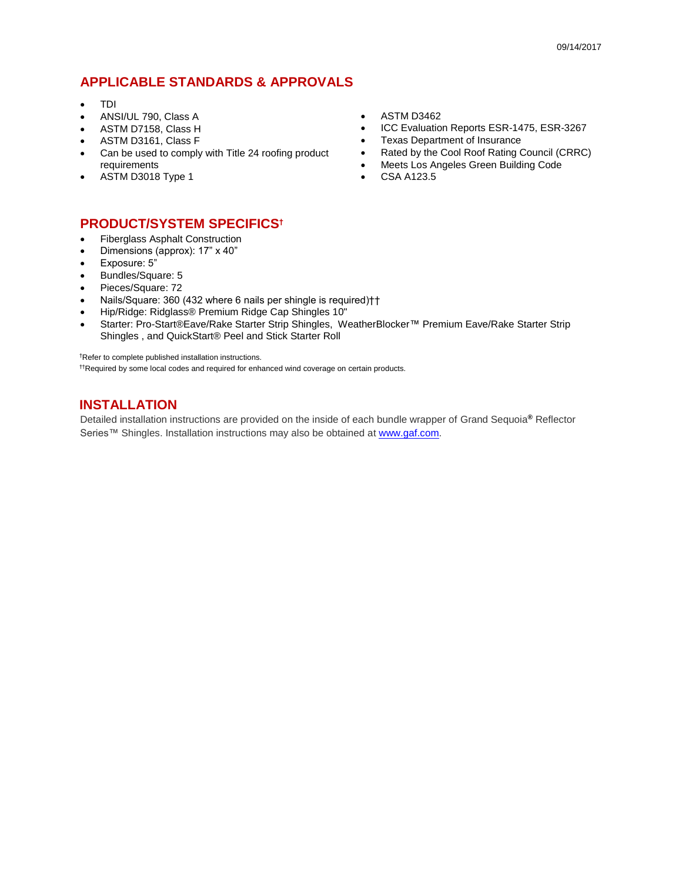09/14/2017

## APPLICABLE STANDARDS & APPROVALS

- TDI
- ANSI/UL 790, Class A
- ASTM D7158, Class H
- ASTM D3161, Class F
- Can be used to comply with Title 24 roofing product requirements
- ASTM D3018 Type 1
- ASTM D3462
- ICC Evaluation Reports ESR-1475, ESR-3267
- Texas Department of Insurance
- Rated by the Cool Roof Rating Council (CRRC)
- Meets Los Angeles Green Building Code
- CSA A123.5

## PRODUCT/SYSTEM SPECIFICS†

- Fiberglass Asphalt Construction
- Dimensions (approx): 17" x 40"
- Exposure: 5"
- Bundles/Square: 5
- Pieces/Square: 72
- Nails/Square: 360 (432 where 6 nails per shingle is required)††
- Hip/Ridge: Ridglass® Premium Ridge Cap Shingles 10"
- Starter: Pro-Start®Eave/Rake Starter Strip Shingles, WeatherBlocker™ Premium Eave/Rake Starter Strip Shingles , and QuickStart® Peel and Stick Starter Roll

†Refer to complete published installation instructions.

††Required by some local codes and required for enhanced wind coverage on certain products.

## INSTALLATION

Detailed installation instructions are provided on the inside of each bundle wrapper of Grand Sequoia® Reflector Series™ Shingles. Installation instructions may also be obtained at www.gaf.com.